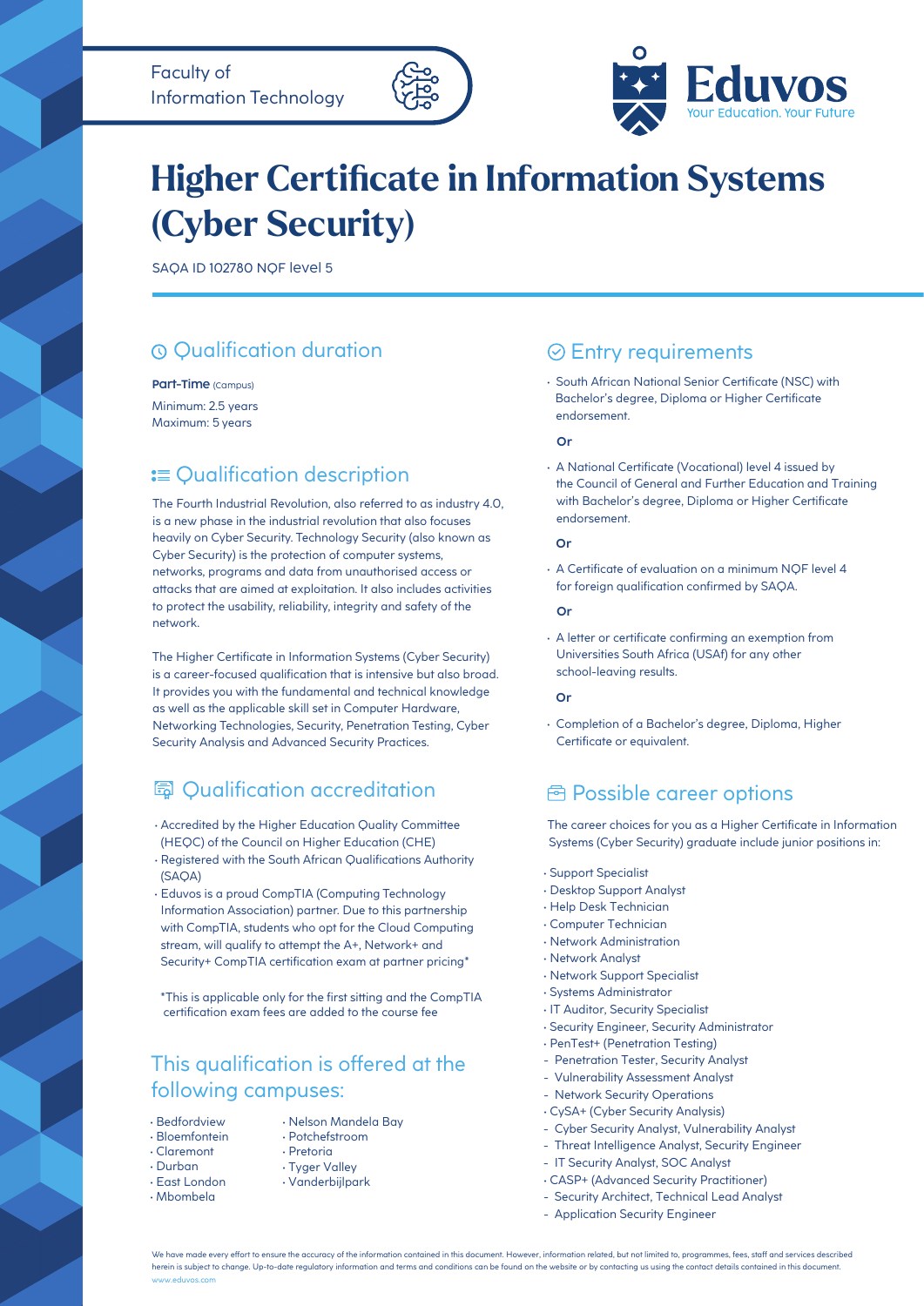Faculty of
Information Technology

**Eduvos**
Your Education. Your Future

# Higher Certificate in Information Systems (Cyber Security)

SAQA ID 102780 NQF level 5

## Qualification duration

**Part-Time** (Campus)

Minimum: 2.5 years
Maximum: 5 years

## Qualification description

The Fourth Industrial Revolution, also referred to as industry 4.0, is a new phase in the industrial revolution that also focuses heavily on Cyber Security. Technology Security (also known as Cyber Security) is the protection of computer systems, networks, programs and data from unauthorised access or attacks that are aimed at exploitation. It also includes activities to protect the usability, reliability, integrity and safety of the network.

The Higher Certificate in Information Systems (Cyber Security) is a career-focused qualification that is intensive but also broad. It provides you with the fundamental and technical knowledge as well as the applicable skill set in Computer Hardware, Networking Technologies, Security, Penetration Testing, Cyber Security Analysis and Advanced Security Practices.

## Qualification accreditation

- Accredited by the Higher Education Quality Committee (HEQC) of the Council on Higher Education (CHE)
- Registered with the South African Qualifications Authority (SAQA)
- Eduvos is a proud CompTIA (Computing Technology Information Association) partner. Due to this partnership with CompTIA, students who opt for the Cloud Computing stream, will qualify to attempt the A+, Network+ and Security+ CompTIA certification exam at partner pricing*

*This is applicable only for the first sitting and the CompTIA certification exam fees are added to the course fee

## This qualification is offered at the following campuses:

- Bedfordview
- Bloemfontein
- Claremont
- Durban
- East London
- Mbombela
- Nelson Mandela Bay
- Potchefstroom
- Pretoria
- Tyger Valley
- Vanderbijlpark

## Entry requirements

- South African National Senior Certificate (NSC) with Bachelor's degree, Diploma or Higher Certificate endorsement.

**Or**

- A National Certificate (Vocational) level 4 issued by the Council of General and Further Education and Training with Bachelor's degree, Diploma or Higher Certificate endorsement.

**Or**

- A Certificate of evaluation on a minimum NQF level 4 for foreign qualification confirmed by SAQA.

**Or**

- A letter or certificate confirming an exemption from Universities South Africa (USAf) for any other school-leaving results.

**Or**

- Completion of a Bachelor's degree, Diploma, Higher Certificate or equivalent.

## Possible career options

The career choices for you as a Higher Certificate in Information Systems (Cyber Security) graduate include junior positions in:

- Support Specialist
- Desktop Support Analyst
- Help Desk Technician
- Computer Technician
- Network Administration
- Network Analyst
- Network Support Specialist
- Systems Administrator
- IT Auditor, Security Specialist
- Security Engineer, Security Administrator
- PenTest+ (Penetration Testing)
  - Penetration Tester, Security Analyst
  - Vulnerability Assessment Analyst
  - Network Security Operations
- CySA+ (Cyber Security Analysis)
  - Cyber Security Analyst, Vulnerability Analyst
  - Threat Intelligence Analyst, Security Engineer
  - IT Security Analyst, SOC Analyst
- CASP+ (Advanced Security Practitioner)
  - Security Architect, Technical Lead Analyst
  - Application Security Engineer

We have made every effort to ensure the accuracy of the information contained in this document. However, information related, but not limited to, programmes, fees, staff and services described herein is subject to change. Up-to-date regulatory information and terms and conditions can be found on the website or by contacting us using the contact details contained in this document. www.eduvos.com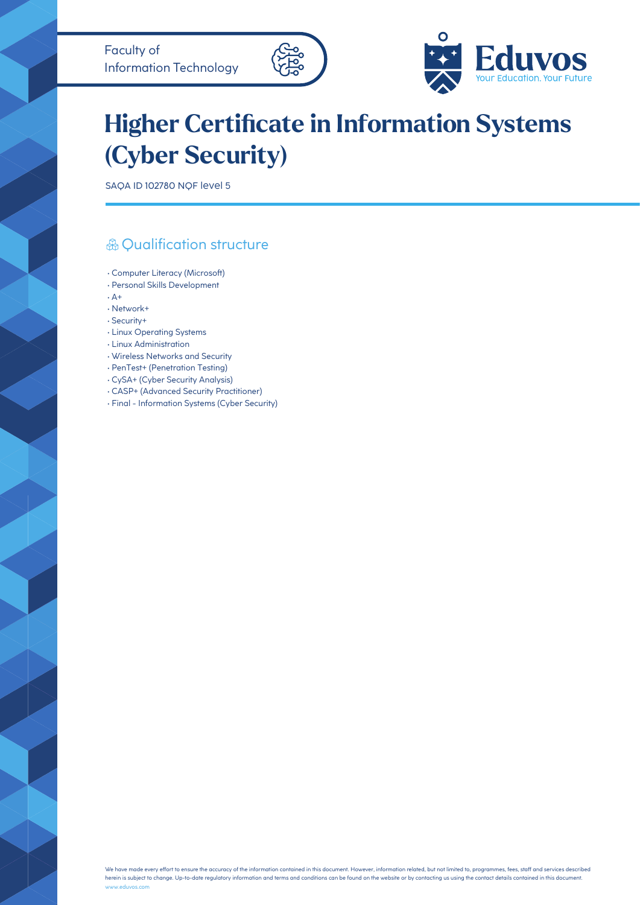Faculty of
Information Technology

Eduvos
Your Education. Your Future

# Higher Certificate in Information Systems (Cyber Security)

SAQA ID 102780 NQF level 5

## Qualification structure

- Computer Literacy (Microsoft)
- Personal Skills Development
- A+
- Network+
- Security+
- Linux Operating Systems
- Linux Administration
- Wireless Networks and Security
- PenTest+ (Penetration Testing)
- CySA+ (Cyber Security Analysis)
- CASP+ (Advanced Security Practitioner)
- Final - Information Systems (Cyber Security)

We have made every effort to ensure the accuracy of the information contained in this document. However, information related, but not limited to, programmes, fees, staff and services described herein is subject to change. Up-to-date regulatory information and terms and conditions can be found on the website or by contacting us using the contact details contained in this document.
www.eduvos.com